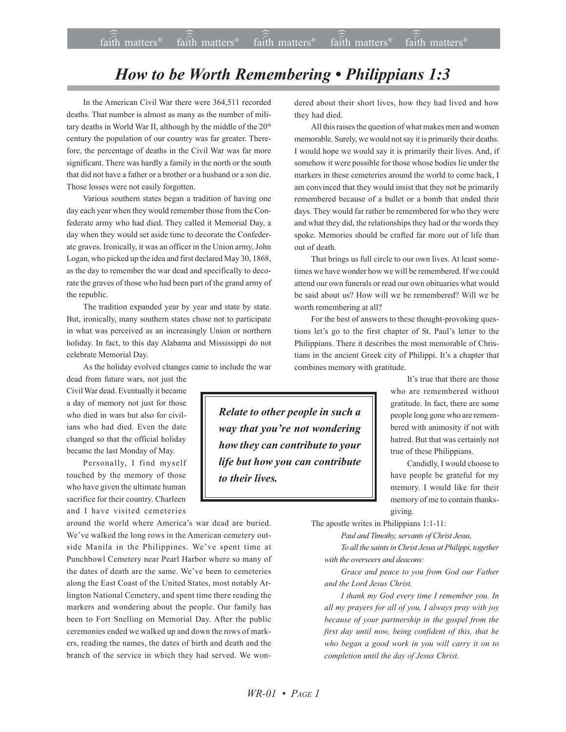# *How to be Worth Remembering • Philippians 1:3*

In the American Civil War there were 364,511 recorded deaths. That number is almost as many as the number of military deaths in World War II, although by the middle of the 20th century the population of our country was far greater. Therefore, the percentage of deaths in the Civil War was far more significant. There was hardly a family in the north or the south that did not have a father or a brother or a husband or a son die. Those losses were not easily forgotten.

Various southern states began a tradition of having one day each year when they would remember those from the Confederate army who had died. They called it Memorial Day, a day when they would set aside time to decorate the Confederate graves. Ironically, it was an officer in the Union army, John Logan, who picked up the idea and first declared May 30, 1868, as the day to remember the war dead and specifically to decorate the graves of those who had been part of the grand army of the republic.

The tradition expanded year by year and state by state. But, ironically, many southern states chose not to participate in what was perceived as an increasingly Union or northern holiday. In fact, to this day Alabama and Mississippi do not celebrate Memorial Day.

As the holiday evolved changes came to include the war dead from future wars, not just the Civil War dead. Eventually it became a day of memory not just for those who died in wars but also for civilians who had died. Even the date changed so that the official holiday became the last Monday of May.

Personally, I find myself touched by the memory of those who have given the ultimate human sacrifice for their country. Charleen and I have visited cemeteries around the world where America's war dead are buried. We've walked the long rows in the American cemetery outside Manila in the Philippines. We've spent time at Punchbowl Cemetery near Pearl Harbor where so many of the dates of death are the same. We've been to cemeteries along the East Coast of the United States, most notably Arlington National Cemetery, and spent time there reading the markers and wondering about the people. Our family has been to Fort Snelling on Memorial Day. After the public ceremonies ended we walked up and down the rows of markers, reading the names, the dates of birth and death and the branch of the service in which they had served. We wondered about their short lives, how they had lived and how they had died.

All this raises the question of what makes men and women memorable. Surely, we would not say it is primarily their deaths. I would hope we would say it is primarily their lives. And, if somehow it were possible for those whose bodies lie under the markers in these cemeteries around the world to come back, I am convinced that they would insist that they not be primarily remembered because of a bullet or a bomb that ended their days. They would far rather be remembered for who they were and what they did, the relationships they had or the words they spoke. Memories should be crafted far more out of life than out of death.

That brings us full circle to our own lives. At least sometimes we have wonder how we will be remembered. If we could attend our own funerals or read our own obituaries what would be said about us? How will we be remembered? Will we be worth remembering at all?

For the best of answers to these thought-provoking questions let's go to the first chapter of St. Paul's letter to the Philippians. There it describes the most memorable of Christians in the ancient Greek city of Philippi. It's a chapter that combines memory with gratitude.

It's true that there are those who are remembered without gratitude. In fact, there are some people long gone who are remembered with animosity if not with hatred. But that was certainly not true of these Philippians.

Candidly, I would choose to have people be grateful for my memory. I would like for their memory of me to contain thanksgiving.

> ***Relate to other people in such a way that you're not wondering how they can contribute to your life but how you can contribute to their lives.***

The apostle writes in Philippians 1:1-11:

> *Paul and Timothy, servants of Christ Jesus,*
>
> *To all the saints in Christ Jesus at Philippi, together with the overseers and deacons:*
>
> *Grace and peace to you from God our Father and the Lord Jesus Christ.*
>
> *I thank my God every time I remember you. In all my prayers for all of you, I always pray with joy because of your partnership in the gospel from the first day until now, being confident of this, that he who began a good work in you will carry it on to completion until the day of Jesus Christ.*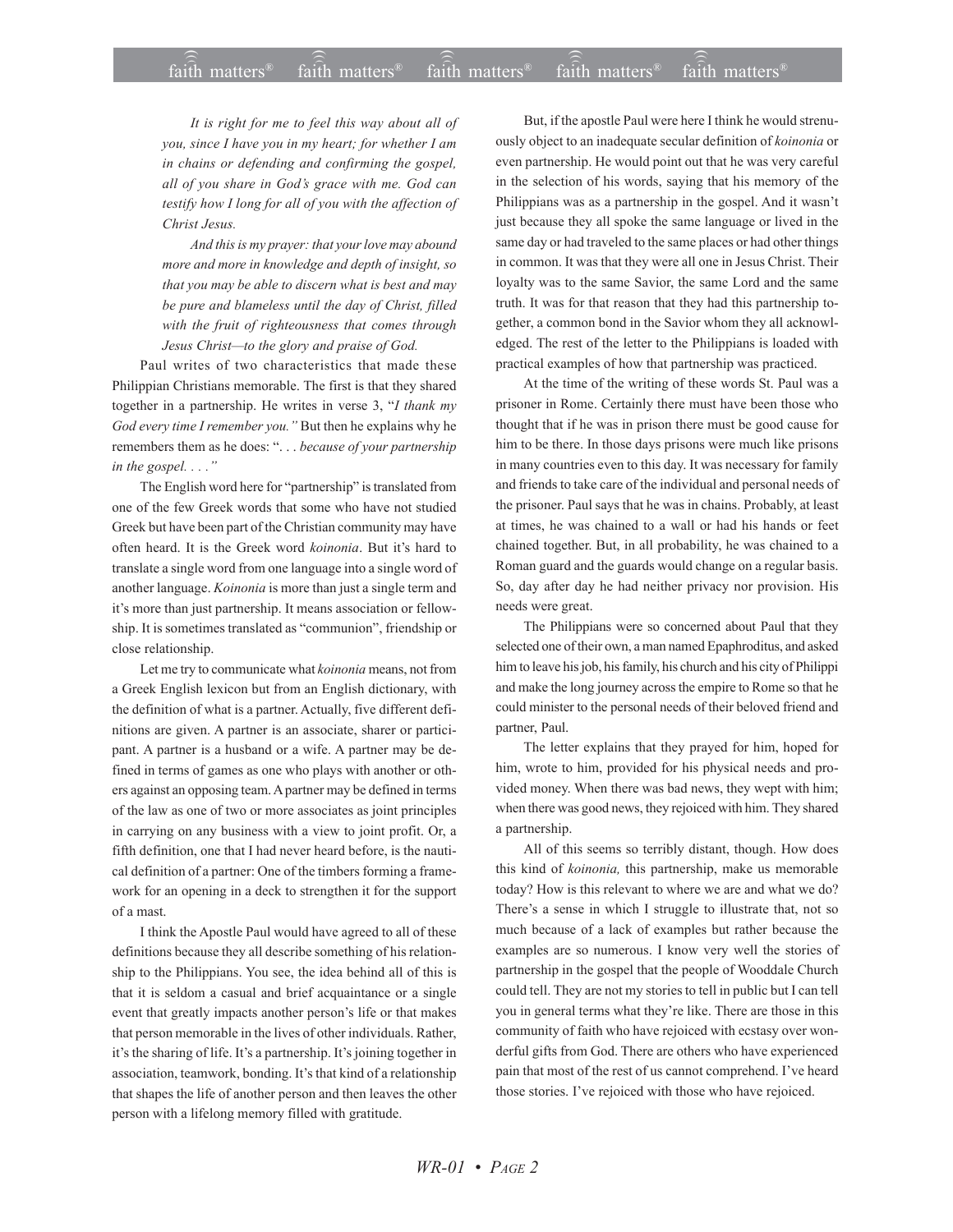*It is right for me to feel this way about all of you, since I have you in my heart; for whether I am in chains or defending and confirming the gospel, all of you share in God's grace with me. God can testify how I long for all of you with the affection of Christ Jesus.*

*And this is my prayer: that your love may abound more and more in knowledge and depth of insight, so that you may be able to discern what is best and may be pure and blameless until the day of Christ, filled with the fruit of righteousness that comes through Jesus Christ—to the glory and praise of God.*

Paul writes of two characteristics that made these Philippian Christians memorable. The first is that they shared together in a partnership. He writes in verse 3, "*I thank my God every time I remember you.*" But then he explains why he remembers them as he does: ". . . *because of your partnership in the gospel. . . .*"

The English word here for "partnership" is translated from one of the few Greek words that some who have not studied Greek but have been part of the Christian community may have often heard. It is the Greek word *koinonia*. But it's hard to translate a single word from one language into a single word of another language. *Koinonia* is more than just a single term and it's more than just partnership. It means association or fellowship. It is sometimes translated as "communion", friendship or close relationship.

Let me try to communicate what *koinonia* means, not from a Greek English lexicon but from an English dictionary, with the definition of what is a partner. Actually, five different definitions are given. A partner is an associate, sharer or participant. A partner is a husband or a wife. A partner may be defined in terms of games as one who plays with another or others against an opposing team. A partner may be defined in terms of the law as one of two or more associates as joint principles in carrying on any business with a view to joint profit. Or, a fifth definition, one that I had never heard before, is the nautical definition of a partner: One of the timbers forming a framework for an opening in a deck to strengthen it for the support of a mast.

I think the Apostle Paul would have agreed to all of these definitions because they all describe something of his relationship to the Philippians. You see, the idea behind all of this is that it is seldom a casual and brief acquaintance or a single event that greatly impacts another person's life or that makes that person memorable in the lives of other individuals. Rather, it's the sharing of life. It's a partnership. It's joining together in association, teamwork, bonding. It's that kind of a relationship that shapes the life of another person and then leaves the other person with a lifelong memory filled with gratitude.

But, if the apostle Paul were here I think he would strenuously object to an inadequate secular definition of *koinonia* or even partnership. He would point out that he was very careful in the selection of his words, saying that his memory of the Philippians was as a partnership in the gospel. And it wasn't just because they all spoke the same language or lived in the same day or had traveled to the same places or had other things in common. It was that they were all one in Jesus Christ. Their loyalty was to the same Savior, the same Lord and the same truth. It was for that reason that they had this partnership together, a common bond in the Savior whom they all acknowledged. The rest of the letter to the Philippians is loaded with practical examples of how that partnership was practiced.

At the time of the writing of these words St. Paul was a prisoner in Rome. Certainly there must have been those who thought that if he was in prison there must be good cause for him to be there. In those days prisons were much like prisons in many countries even to this day. It was necessary for family and friends to take care of the individual and personal needs of the prisoner. Paul says that he was in chains. Probably, at least at times, he was chained to a wall or had his hands or feet chained together. But, in all probability, he was chained to a Roman guard and the guards would change on a regular basis. So, day after day he had neither privacy nor provision. His needs were great.

The Philippians were so concerned about Paul that they selected one of their own, a man named Epaphroditus, and asked him to leave his job, his family, his church and his city of Philippi and make the long journey across the empire to Rome so that he could minister to the personal needs of their beloved friend and partner, Paul.

The letter explains that they prayed for him, hoped for him, wrote to him, provided for his physical needs and provided money. When there was bad news, they wept with him; when there was good news, they rejoiced with him. They shared a partnership.

All of this seems so terribly distant, though. How does this kind of *koinonia,* this partnership, make us memorable today? How is this relevant to where we are and what we do? There's a sense in which I struggle to illustrate that, not so much because of a lack of examples but rather because the examples are so numerous. I know very well the stories of partnership in the gospel that the people of Wooddale Church could tell. They are not my stories to tell in public but I can tell you in general terms what they're like. There are those in this community of faith who have rejoiced with ecstasy over wonderful gifts from God. There are others who have experienced pain that most of the rest of us cannot comprehend. I've heard those stories. I've rejoiced with those who have rejoiced.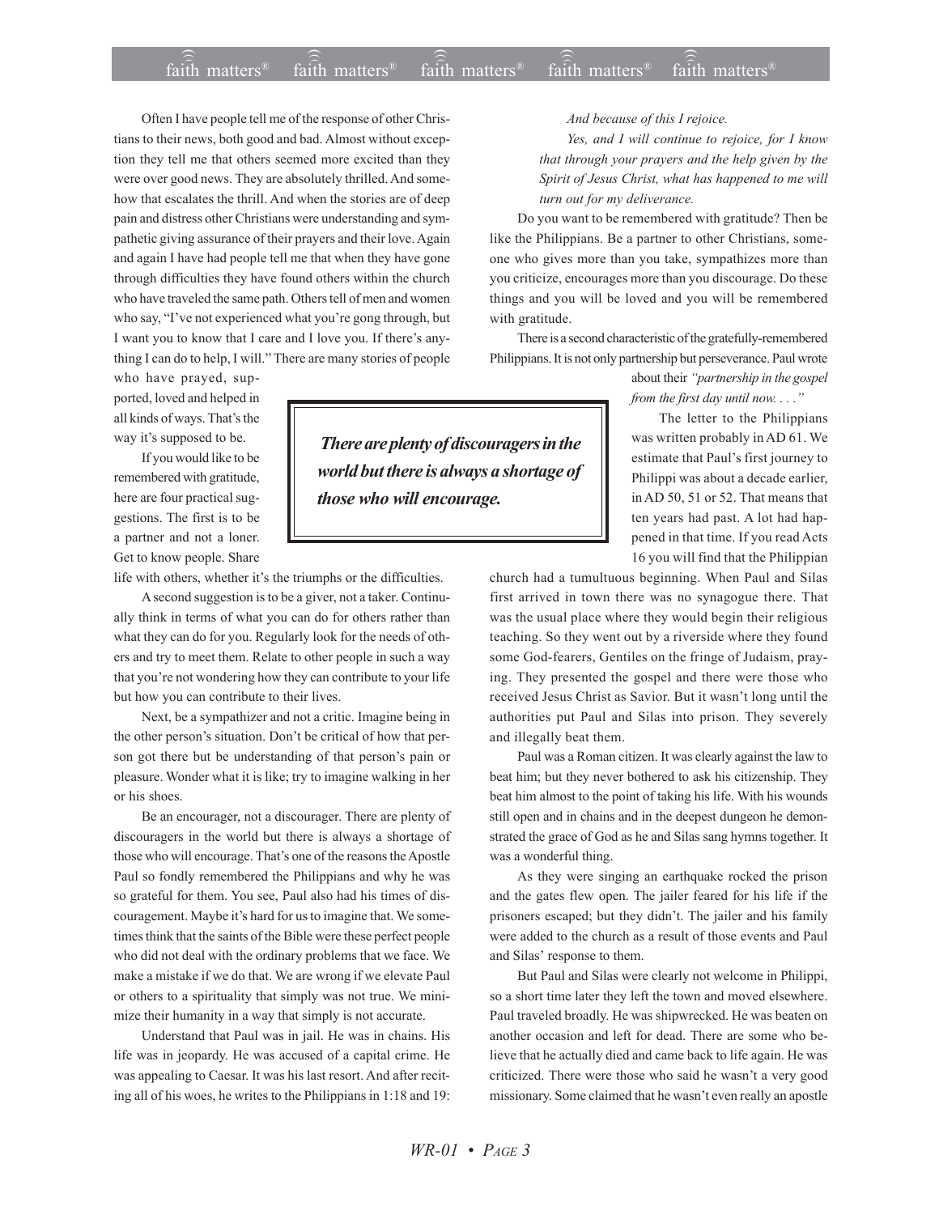Often I have people tell me of the response of other Christians to their news, both good and bad. Almost without exception they tell me that others seemed more excited than they were over good news. They are absolutely thrilled. And somehow that escalates the thrill. And when the stories are of deep pain and distress other Christians were understanding and sympathetic giving assurance of their prayers and their love. Again and again I have had people tell me that when they have gone through difficulties they have found others within the church who have traveled the same path. Others tell of men and women who say, "I've not experienced what you're gong through, but I want you to know that I care and I love you. If there's anything I can do to help, I will." There are many stories of people who have prayed, supported, loved and helped in all kinds of ways. That's the way it's supposed to be.

If you would like to be remembered with gratitude, here are four practical suggestions. The first is to be a partner and not a loner. Get to know people. Share life with others, whether it's the triumphs or the difficulties.

A second suggestion is to be a giver, not a taker. Continually think in terms of what you can do for others rather than what they can do for you. Regularly look for the needs of others and try to meet them. Relate to other people in such a way that you're not wondering how they can contribute to your life but how you can contribute to their lives.

Next, be a sympathizer and not a critic. Imagine being in the other person's situation. Don't be critical of how that person got there but be understanding of that person's pain or pleasure. Wonder what it is like; try to imagine walking in her or his shoes.

Be an encourager, not a discourager. There are plenty of discouragers in the world but there is always a shortage of those who will encourage. That's one of the reasons the Apostle Paul so fondly remembered the Philippians and why he was so grateful for them. You see, Paul also had his times of discouragement. Maybe it's hard for us to imagine that. We sometimes think that the saints of the Bible were these perfect people who did not deal with the ordinary problems that we face. We make a mistake if we do that. We are wrong if we elevate Paul or others to a spirituality that simply was not true. We minimize their humanity in a way that simply is not accurate.

Understand that Paul was in jail. He was in chains. His life was in jeopardy. He was accused of a capital crime. He was appealing to Caesar. It was his last resort. And after reciting all of his woes, he writes to the Philippians in 1:18 and 19:

> *And because of this I rejoice.*
>
> *Yes, and I will continue to rejoice, for I know that through your prayers and the help given by the Spirit of Jesus Christ, what has happened to me will turn out for my deliverance.*

Do you want to be remembered with gratitude? Then be like the Philippians. Be a partner to other Christians, someone who gives more than you take, sympathizes more than you criticize, encourages more than you discourage. Do these things and you will be loved and you will be remembered with gratitude.

> ***There are plenty of discouragers in the world but there is always a shortage of those who will encourage.***

There is a second characteristic of the gratefully-remembered Philippians. It is not only partnership but perseverance. Paul wrote about their *"partnership in the gospel from the first day until now. . . ."*

The letter to the Philippians was written probably in AD 61. We estimate that Paul's first journey to Philippi was about a decade earlier, in AD 50, 51 or 52. That means that ten years had past. A lot had happened in that time. If you read Acts 16 you will find that the Philippian church had a tumultuous beginning. When Paul and Silas first arrived in town there was no synagogue there. That was the usual place where they would begin their religious teaching. So they went out by a riverside where they found some God-fearers, Gentiles on the fringe of Judaism, praying. They presented the gospel and there were those who received Jesus Christ as Savior. But it wasn't long until the authorities put Paul and Silas into prison. They severely and illegally beat them.

Paul was a Roman citizen. It was clearly against the law to beat him; but they never bothered to ask his citizenship. They beat him almost to the point of taking his life. With his wounds still open and in chains and in the deepest dungeon he demonstrated the grace of God as he and Silas sang hymns together. It was a wonderful thing.

As they were singing an earthquake rocked the prison and the gates flew open. The jailer feared for his life if the prisoners escaped; but they didn't. The jailer and his family were added to the church as a result of those events and Paul and Silas' response to them.

But Paul and Silas were clearly not welcome in Philippi, so a short time later they left the town and moved elsewhere. Paul traveled broadly. He was shipwrecked. He was beaten on another occasion and left for dead. There are some who believe that he actually died and came back to life again. He was criticized. There were those who said he wasn't a very good missionary. Some claimed that he wasn't even really an apostle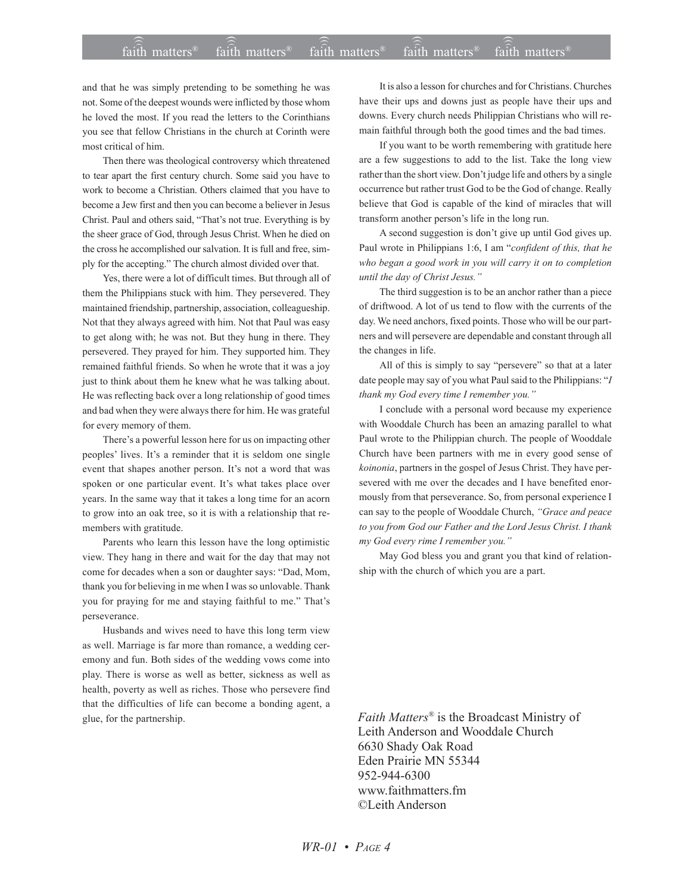and that he was simply pretending to be something he was not. Some of the deepest wounds were inflicted by those whom he loved the most. If you read the letters to the Corinthians you see that fellow Christians in the church at Corinth were most critical of him.

Then there was theological controversy which threatened to tear apart the first century church. Some said you have to work to become a Christian. Others claimed that you have to become a Jew first and then you can become a believer in Jesus Christ. Paul and others said, "That's not true. Everything is by the sheer grace of God, through Jesus Christ. When he died on the cross he accomplished our salvation. It is full and free, simply for the accepting." The church almost divided over that.

Yes, there were a lot of difficult times. But through all of them the Philippians stuck with him. They persevered. They maintained friendship, partnership, association, colleagueship. Not that they always agreed with him. Not that Paul was easy to get along with; he was not. But they hung in there. They persevered. They prayed for him. They supported him. They remained faithful friends. So when he wrote that it was a joy just to think about them he knew what he was talking about. He was reflecting back over a long relationship of good times and bad when they were always there for him. He was grateful for every memory of them.

There's a powerful lesson here for us on impacting other peoples' lives. It's a reminder that it is seldom one single event that shapes another person. It's not a word that was spoken or one particular event. It's what takes place over years. In the same way that it takes a long time for an acorn to grow into an oak tree, so it is with a relationship that remembers with gratitude.

Parents who learn this lesson have the long optimistic view. They hang in there and wait for the day that may not come for decades when a son or daughter says: "Dad, Mom, thank you for believing in me when I was so unlovable. Thank you for praying for me and staying faithful to me." That's perseverance.

Husbands and wives need to have this long term view as well. Marriage is far more than romance, a wedding ceremony and fun. Both sides of the wedding vows come into play. There is worse as well as better, sickness as well as health, poverty as well as riches. Those who persevere find that the difficulties of life can become a bonding agent, a glue, for the partnership.

It is also a lesson for churches and for Christians. Churches have their ups and downs just as people have their ups and downs. Every church needs Philippian Christians who will remain faithful through both the good times and the bad times.

If you want to be worth remembering with gratitude here are a few suggestions to add to the list. Take the long view rather than the short view. Don't judge life and others by a single occurrence but rather trust God to be the God of change. Really believe that God is capable of the kind of miracles that will transform another person's life in the long run.

A second suggestion is don't give up until God gives up. Paul wrote in Philippians 1:6, I am "*confident of this, that he who began a good work in you will carry it on to completion until the day of Christ Jesus."*

The third suggestion is to be an anchor rather than a piece of driftwood. A lot of us tend to flow with the currents of the day. We need anchors, fixed points. Those who will be our partners and will persevere are dependable and constant through all the changes in life.

All of this is simply to say "persevere" so that at a later date people may say of you what Paul said to the Philippians: "*I thank my God every time I remember you."*

I conclude with a personal word because my experience with Wooddale Church has been an amazing parallel to what Paul wrote to the Philippian church. The people of Wooddale Church have been partners with me in every good sense of *koinonia*, partners in the gospel of Jesus Christ. They have persevered with me over the decades and I have benefited enormously from that perseverance. So, from personal experience I can say to the people of Wooddale Church, *"Grace and peace to you from God our Father and the Lord Jesus Christ. I thank my God every rime I remember you."*

May God bless you and grant you that kind of relationship with the church of which you are a part.

*Faith Matters*® is the Broadcast Ministry of
Leith Anderson and Wooddale Church
6630 Shady Oak Road
Eden Prairie MN 55344
952-944-6300
www.faithmatters.fm
©Leith Anderson